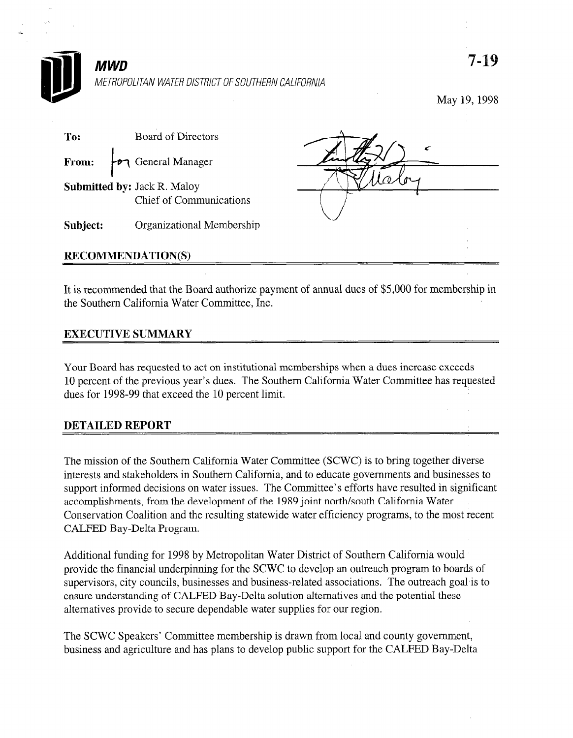**MWD**

METROPOLITAN WATER DISTRICT OF SOUTHERN CALIFORNIA

7-19

May 19, 1998

**To:** Board of Directors

**From:** for General Manager

**Submitted by:** Jack R. Maloy
Chief of Communications

**Subject:** Organizational Membership

## RECOMMENDATION(S)

It is recommended that the Board authorize payment of annual dues of $5,000 for membership in the Southern California Water Committee, Inc.

## EXECUTIVE SUMMARY

Your Board has requested to act on institutional memberships when a dues increase exceeds 10 percent of the previous year's dues. The Southern California Water Committee has requested dues for 1998-99 that exceed the 10 percent limit.

## DETAILED REPORT

The mission of the Southern California Water Committee (SCWC) is to bring together diverse interests and stakeholders in Southern California, and to educate governments and businesses to support informed decisions on water issues. The Committee's efforts have resulted in significant accomplishments, from the development of the 1989 joint north/south California Water Conservation Coalition and the resulting statewide water efficiency programs, to the most recent CALFED Bay-Delta Program.

Additional funding for 1998 by Metropolitan Water District of Southern California would provide the financial underpinning for the SCWC to develop an outreach program to boards of supervisors, city councils, businesses and business-related associations. The outreach goal is to ensure understanding of CALFED Bay-Delta solution alternatives and the potential these alternatives provide to secure dependable water supplies for our region.

The SCWC Speakers' Committee membership is drawn from local and county government, business and agriculture and has plans to develop public support for the CALFED Bay-Delta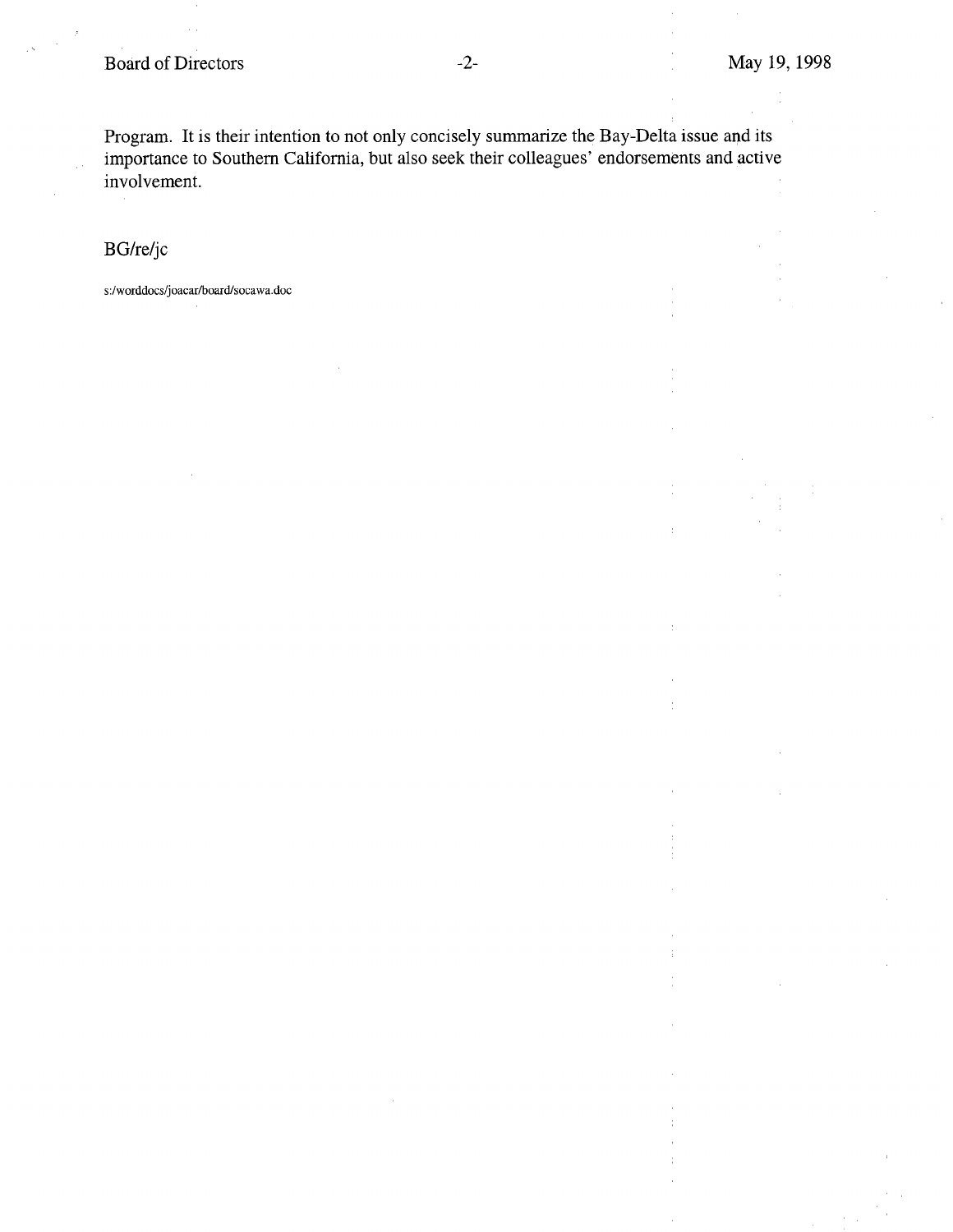Program. It is their intention to not only concisely summarize the Bay-Delta issue and its importance to Southern California, but also seek their colleagues' endorsements and active involvement.

BG/re/jc

s:/worddocs/joacar/board/socawa.doc